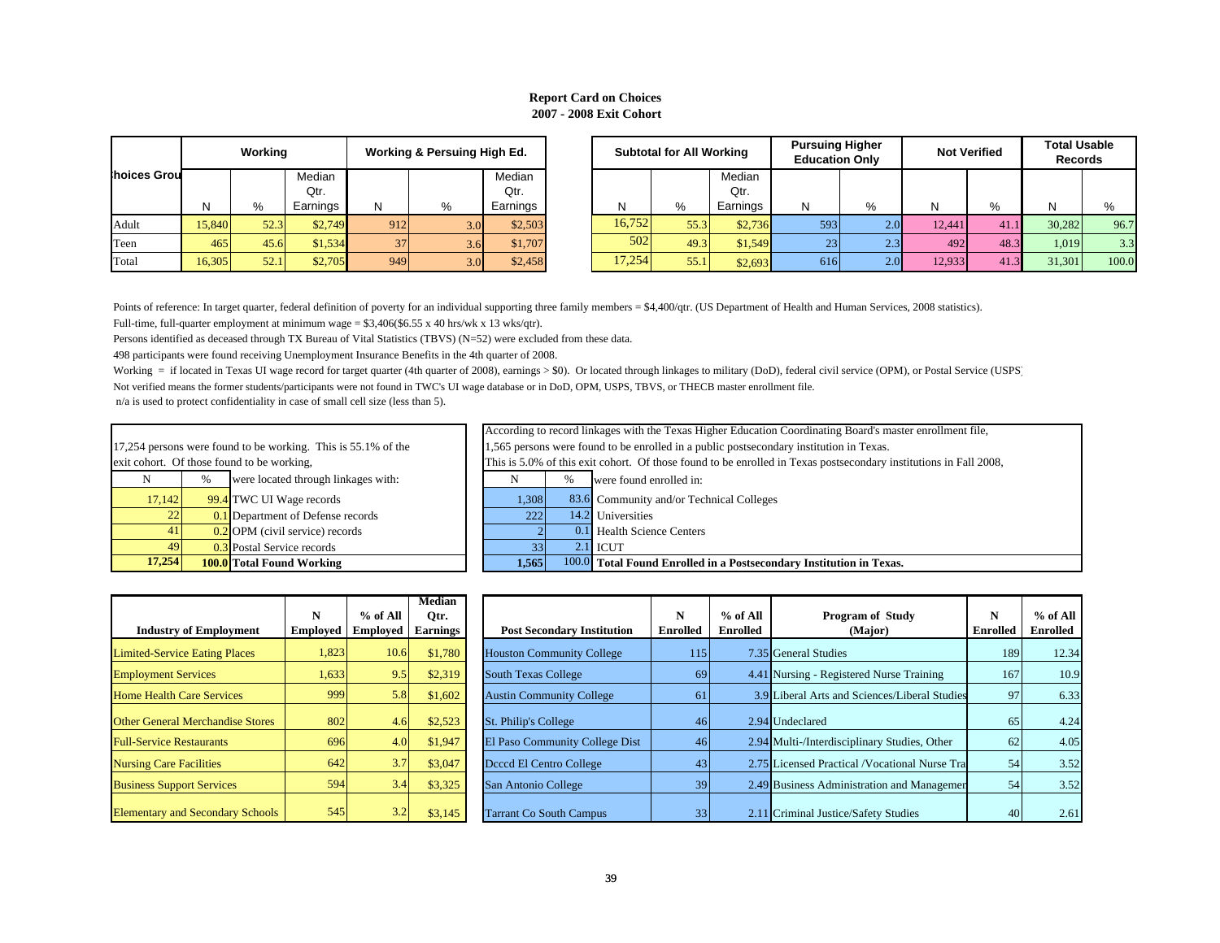# Report Card on Choices
## 2007 - 2008 Exit Cohort

| Choices Group | Working | | | Working & Persuing High Ed. | | | Subtotal for All Working | | | Pursuing Higher Education Only | | Not Verified | | Total Usable Records | |
|---|---|---|---|---|---|---|---|---|---|---|---|---|---|---|---|
| | N | % | Median Qtr. Earnings | N | % | Median Qtr. Earnings | N | % | Median Qtr. Earnings | N | % | N | % | N | % |
| Adult | 15,840 | 52.3 | $2,749 | 912 | 3.0 | $2,503 | 16,752 | 55.3 | $2,736 | 593 | 2.0 | 12,441 | 41.1 | 30,282 | 96.7 |
| Teen | 465 | 45.6 | $1,534 | 37 | 3.6 | $1,707 | 502 | 49.3 | $1,549 | 23 | 2.3 | 492 | 48.3 | 1,019 | 3.3 |
| Total | 16,305 | 52.1 | $2,705 | 949 | 3.0 | $2,458 | 17,254 | 55.1 | $2,693 | 616 | 2.0 | 12,933 | 41.3 | 31,301 | 100.0 |

Points of reference: In target quarter, federal definition of poverty for an individual supporting three family members = $4,400/qtr. (US Department of Health and Human Services, 2008 statistics).

Full-time, full-quarter employment at minimum wage = $3,406($6.55 x 40 hrs/wk x 13 wks/qtr).

Persons identified as deceased through TX Bureau of Vital Statistics (TBVS) (N=52) were excluded from these data.

498 participants were found receiving Unemployment Insurance Benefits in the 4th quarter of 2008.

Working = if located in Texas UI wage record for target quarter (4th quarter of 2008), earnings > $0). Or located through linkages to military (DoD), federal civil service (OPM), or Postal Service (USPS)

Not verified means the former students/participants were not found in TWC's UI wage database or in DoD, OPM, USPS, TBVS, or THECB master enrollment file.

n/a is used to protect confidentiality in case of small cell size (less than 5).

17,254 persons were found to be working. This is 55.1% of the exit cohort. Of those found to be working,

| N | % | were located through linkages with: |
|---|---|---|
| 17,142 | 99.4 | TWC UI Wage records |
| 22 | 0.1 | Department of Defense records |
| 41 | 0.2 | OPM (civil service) records |
| 49 | 0.3 | Postal Service records |
| **17,254** | **100.0** | **Total Found Working** |

According to record linkages with the Texas Higher Education Coordinating Board's master enrollment file, 1,565 persons were found to be enrolled in a public postsecondary institution in Texas. This is 5.0% of this exit cohort. Of those found to be enrolled in Texas postsecondary institutions in Fall 2008,

| N | % | were found enrolled in: |
|---|---|---|
| 1,308 | 83.6 | Community and/or Technical Colleges |
| 222 | 14.2 | Universities |
| 2 | 0.1 | Health Science Centers |
| 33 | 2.1 | ICUT |
| **1,565** | 100.0 | **Total Found Enrolled in a Postsecondary Institution in Texas.** |

| Industry of Employment | N Employed | % of All Employed | Median Qtr. Earnings |
|---|---|---|---|
| Limited-Service Eating Places | 1,823 | 10.6 | $1,780 |
| Employment Services | 1,633 | 9.5 | $2,319 |
| Home Health Care Services | 999 | 5.8 | $1,602 |
| Other General Merchandise Stores | 802 | 4.6 | $2,523 |
| Full-Service Restaurants | 696 | 4.0 | $1,947 |
| Nursing Care Facilities | 642 | 3.7 | $3,047 |
| Business Support Services | 594 | 3.4 | $3,325 |
| Elementary and Secondary Schools | 545 | 3.2 | $3,145 |

| Post Secondary Institution | N Enrolled | % of All Enrolled | Program of Study (Major) | N Enrolled | % of All Enrolled |
|---|---|---|---|---|---|
| Houston Community College | 115 | 7.35 | General Studies | 189 | 12.34 |
| South Texas College | 69 | 4.41 | Nursing - Registered Nurse Training | 167 | 10.9 |
| Austin Community College | 61 | 3.9 | Liberal Arts and Sciences/Liberal Studies | 97 | 6.33 |
| St. Philip's College | 46 | 2.94 | Undeclared | 65 | 4.24 |
| El Paso Community College Dist | 46 | 2.94 | Multi-/Interdisciplinary Studies, Other | 62 | 4.05 |
| Dcccd El Centro College | 43 | 2.75 | Licensed Practical /Vocational Nurse Tra | 54 | 3.52 |
| San Antonio College | 39 | 2.49 | Business Administration and Managemen | 54 | 3.52 |
| Tarrant Co South Campus | 33 | 2.11 | Criminal Justice/Safety Studies | 40 | 2.61 |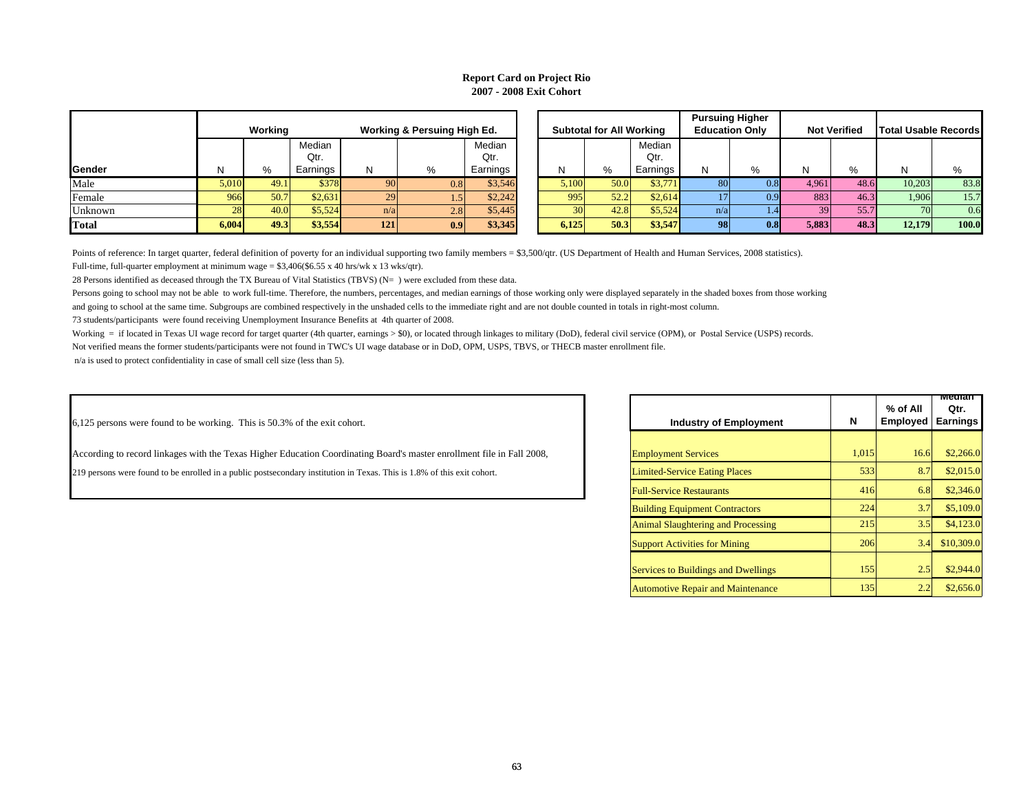# Report Card on Project Rio

## 2007 - 2008 Exit Cohort

| Gender | Working | | | Working & Persuing High Ed. | | | Subtotal for All Working | | | Pursuing Higher Education Only | | Not Verified | | Total Usable Records | |
|---|---|---|---|---|---|---|---|---|---|---|---|---|---|---|---|
| | N | % | Median Qtr. Earnings | N | % | Median Qtr. Earnings | N | % | Median Qtr. Earnings | N | % | N | % | N | % |
| Male | 5,010 | 49.1 | $378 | 90 | 0.8 | $3,546 | 5,100 | 50.0 | $3,771 | 80 | 0.8 | 4,961 | 48.6 | 10,203 | 83.8 |
| Female | 966 | 50.7 | $2,631 | 29 | 1.5 | $2,242 | 995 | 52.2 | $2,614 | 17 | 0.9 | 883 | 46.3 | 1,906 | 15.7 |
| Unknown | 28 | 40.0 | $5,524 | n/a | 2.8 | $5,445 | 30 | 42.8 | $5,524 | n/a | 1.4 | 39 | 55.7 | 70 | 0.6 |
| **Total** | **6,004** | **49.3** | **$3,554** | **121** | **0.9** | **$3,345** | **6,125** | **50.3** | **$3,547** | **98** | **0.8** | **5,883** | **48.3** | **12,179** | **100.0** |

Points of reference: In target quarter, federal definition of poverty for an individual supporting two family members = $3,500/qtr. (US Department of Health and Human Services, 2008 statistics).

Full-time, full-quarter employment at minimum wage = $3,406($6.55 x 40 hrs/wk x 13 wks/qtr).

28 Persons identified as deceased through the TX Bureau of Vital Statistics (TBVS) (N= ) were excluded from these data.

Persons going to school may not be able to work full-time. Therefore, the numbers, percentages, and median earnings of those working only were displayed separately in the shaded boxes from those working and going to school at the same time. Subgroups are combined respectively in the unshaded cells to the immediate right and are not double counted in totals in right-most column.

73 students/participants were found receiving Unemployment Insurance Benefits at 4th quarter of 2008.

Working = if located in Texas UI wage record for target quarter (4th quarter, earnings > $0), or located through linkages to military (DoD), federal civil service (OPM), or Postal Service (USPS) records.

Not verified means the former students/participants were not found in TWC's UI wage database or in DoD, OPM, USPS, TBVS, or THECB master enrollment file.

n/a is used to protect confidentiality in case of small cell size (less than 5).

6,125 persons were found to be working. This is 50.3% of the exit cohort.

According to record linkages with the Texas Higher Education Coordinating Board's master enrollment file in Fall 2008,

219 persons were found to be enrolled in a public postsecondary institution in Texas. This is 1.8% of this exit cohort.

| Industry of Employment | N | % of All Employed | Median Qtr. Earnings |
|---|---|---|---|
| Employment Services | 1,015 | 16.6 | $2,266.0 |
| Limited-Service Eating Places | 533 | 8.7 | $2,015.0 |
| Full-Service Restaurants | 416 | 6.8 | $2,346.0 |
| Building Equipment Contractors | 224 | 3.7 | $5,109.0 |
| Animal Slaughtering and Processing | 215 | 3.5 | $4,123.0 |
| Support Activities for Mining | 206 | 3.4 | $10,309.0 |
| Services to Buildings and Dwellings | 155 | 2.5 | $2,944.0 |
| Automotive Repair and Maintenance | 135 | 2.2 | $2,656.0 |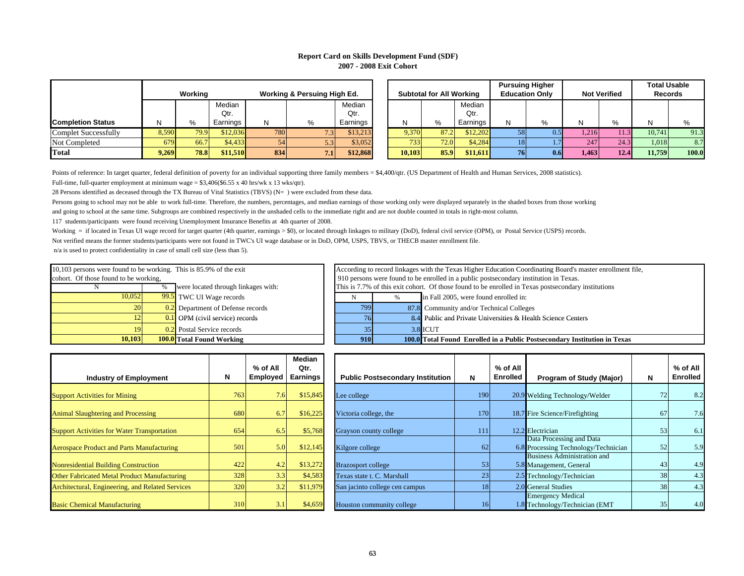# Report Card on Skills Development Fund (SDF)

## 2007 - 2008 Exit Cohort

| Completion Status | Working | | | Working & Persuing High Ed. | | | Subtotal for All Working | | | Pursuing Higher Education Only | | Not Verified | | Total Usable Records | |
|---|---|---|---|---|---|---|---|---|---|---|---|---|---|---|---|
| | N | % | Median Qtr. Earnings | N | % | Median Qtr. Earnings | N | % | Median Qtr. Earnings | N | % | N | % | N | % |
| Complet Successfully | 8,590 | 79.9 | $12,036 | 780 | 7.3 | $13,213 | 9,370 | 87.2 | $12,202 | 58 | 0.5 | 1,216 | 11.3 | 10,741 | 91.3 |
| Not Completed | 679 | 66.7 | $4,433 | 54 | 5.3 | $3,052 | 733 | 72.0 | $4,284 | 18 | 1.7 | 247 | 24.3 | 1,018 | 8.7 |
| **Total** | **9,269** | **78.8** | **$11,510** | **834** | **7.1** | **$12,868** | **10,103** | **85.9** | **$11,611** | **76** | **0.6** | **1,463** | **12.4** | **11,759** | **100.0** |

Points of reference: In target quarter, federal definition of poverty for an individual supporting three family members = $4,400/qtr. (US Department of Health and Human Services, 2008 statistics).

Full-time, full-quarter employment at minimum wage = $3,406($6.55 x 40 hrs/wk x 13 wks/qtr).

28 Persons identified as deceased through the TX Bureau of Vital Statistics (TBVS) (N= ) were excluded from these data.

Persons going to school may not be able to work full-time. Therefore, the numbers, percentages, and median earnings of those working only were displayed separately in the shaded boxes from those working and going to school at the same time. Subgroups are combined respectively in the unshaded cells to the immediate right and are not double counted in totals in right-most column.

117 students/participants were found receiving Unemployment Insurance Benefits at 4th quarter of 2008.

Working = if located in Texas UI wage record for target quarter (4th quarter, earnings > $0), or located through linkages to military (DoD), federal civil service (OPM), or Postal Service (USPS) records.

Not verified means the former students/participants were not found in TWC's UI wage database or in DoD, OPM, USPS, TBVS, or THECB master enrollment file.

n/a is used to protect confidentiality in case of small cell size (less than 5).

10,103 persons were found to be working. This is 85.9% of the exit cohort. Of those found to be working,

| N | % | were located through linkages with: |
|---|---|---|
| 10,052 | 99.5 | TWC UI Wage records |
| 20 | 0.2 | Department of Defense records |
| 12 | 0.1 | OPM (civil service) records |
| 19 | 0.2 | Postal Service records |
| **10,103** | **100.0** | **Total Found Working** |

According to record linkages with the Texas Higher Education Coordinating Board's master enrollment file, 910 persons were found to be enrolled in a public postsecondary institution in Texas. This is 7.7% of this exit cohort. Of those found to be enrolled in Texas postsecondary institutions

| N | % | in Fall 2005, were found enrolled in: |
|---|---|---|
| 799 | 87.8 | Community and/or Technical Colleges |
| 76 | 8.4 | Public and Private Universities & Health Science Centers |
| 35 | 3.8 | ICUT |
| **910** | **100.0** | **Total Found Enrolled in a Public Postsecondary Institution in Texas** |

| Industry of Employment | N | % of All Employed | Median Qtr. Earnings |
|---|---|---|---|
| Support Activities for Mining | 763 | 7.6 | $15,845 |
| Animal Slaughtering and Processing | 680 | 6.7 | $16,225 |
| Support Activities for Water Transportation | 654 | 6.5 | $5,768 |
| Aerospace Product and Parts Manufacturing | 501 | 5.0 | $12,145 |
| Nonresidential Building Construction | 422 | 4.2 | $13,272 |
| Other Fabricated Metal Product Manufacturing | 328 | 3.3 | $4,583 |
| Architectural, Engineering, and Related Services | 320 | 3.2 | $11,979 |
| Basic Chemical Manufacturing | 310 | 3.1 | $4,659 |

| Public Postsecondary Institution | N | % of All Enrolled |
|---|---|---|
| Lee college | 190 | 20.9 |
| Victoria college, the | 170 | 18.7 |
| Grayson county college | 111 | 12.2 |
| Kilgore college | 62 | 6.8 |
| Brazosport college | 53 | 5.8 |
| Texas state t. C. Marshall | 23 | 2.5 |
| San jacinto college cen campus | 18 | 2.0 |
| Houston community college | 16 | 1.8 |

| Program of Study (Major) | N | % of All Enrolled |
|---|---|---|
| Welding Technology/Welder | 72 | 8.2 |
| Fire Science/Firefighting | 67 | 7.6 |
| Electrician | 53 | 6.1 |
| Data Processing and Data Processing Technology/Technician | 52 | 5.9 |
| Business Administration and Management, General | 43 | 4.9 |
| Technology/Technician | 38 | 4.3 |
| General Studies | 38 | 4.3 |
| Emergency Medical Technology/Technician (EMT | 35 | 4.0 |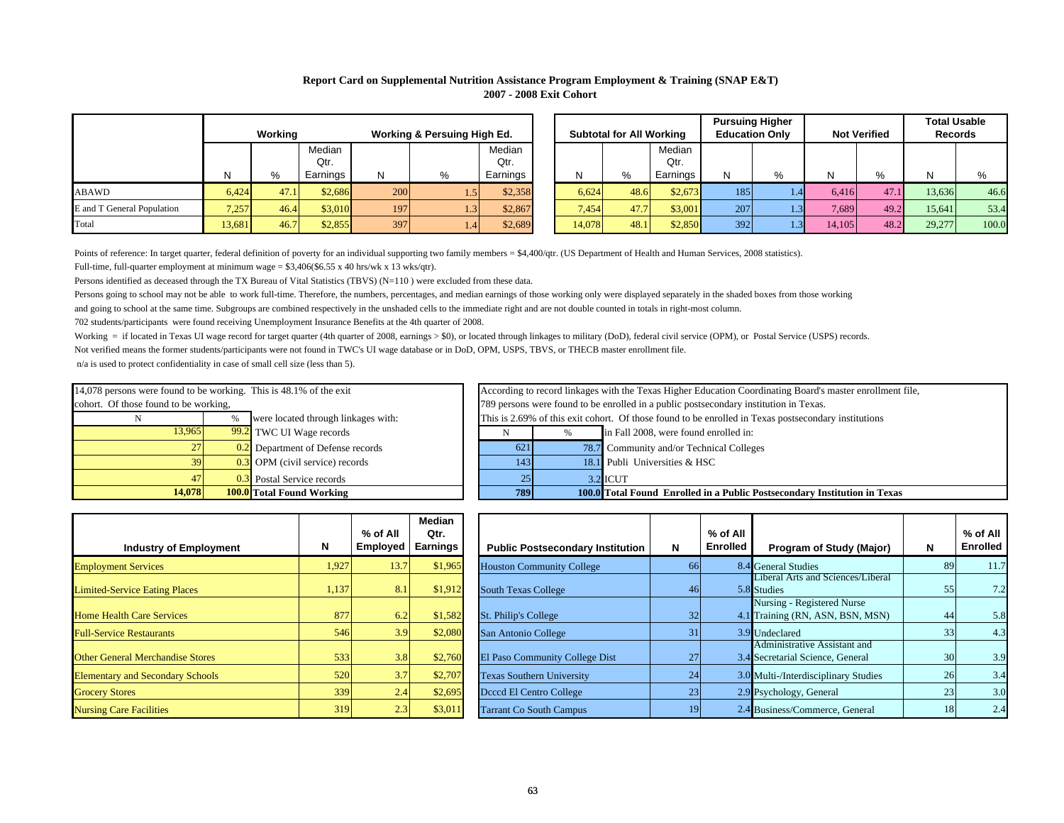# Report Card on Supplemental Nutrition Assistance Program Employment & Training (SNAP E&T)
## 2007 - 2008 Exit Cohort

| | Working | | | Working & Persuing High Ed. | | | Subtotal for All Working | | | Pursuing Higher Education Only | | Not Verified | | Total Usable Records | |
|---|---|---|---|---|---|---|---|---|---|---|---|---|---|---|---|
| | N | % | Median Qtr. Earnings | N | % | Median Qtr. Earnings | N | % | Median Qtr. Earnings | N | % | N | % | N | % |
| ABAWD | 6,424 | 47.1 | $2,686 | 200 | 1.5 | $2,358 | 6,624 | 48.6 | $2,673 | 185 | 1.4 | 6,416 | 47.1 | 13,636 | 46.6 |
| E and T General Population | 7,257 | 46.4 | $3,010 | 197 | 1.3 | $2,867 | 7,454 | 47.7 | $3,001 | 207 | 1.3 | 7,689 | 49.2 | 15,641 | 53.4 |
| Total | 13,681 | 46.7 | $2,855 | 397 | 1.4 | $2,689 | 14,078 | 48.1 | $2,850 | 392 | 1.3 | 14,105 | 48.2 | 29,277 | 100.0 |

Points of reference: In target quarter, federal definition of poverty for an individual supporting two family members = $4,400/qtr. (US Department of Health and Human Services, 2008 statistics).

Full-time, full-quarter employment at minimum wage = $3,406($6.55 x 40 hrs/wk x 13 wks/qtr).

Persons identified as deceased through the TX Bureau of Vital Statistics (TBVS) (N=110 ) were excluded from these data.

Persons going to school may not be able to work full-time. Therefore, the numbers, percentages, and median earnings of those working only were displayed separately in the shaded boxes from those working and going to school at the same time. Subgroups are combined respectively in the unshaded cells to the immediate right and are not double counted in totals in right-most column.

702 students/participants were found receiving Unemployment Insurance Benefits at the 4th quarter of 2008.

Working = if located in Texas UI wage record for target quarter (4th quarter of 2008, earnings > $0), or located through linkages to military (DoD), federal civil service (OPM), or Postal Service (USPS) records.

Not verified means the former students/participants were not found in TWC's UI wage database or in DoD, OPM, USPS, TBVS, or THECB master enrollment file.

n/a is used to protect confidentiality in case of small cell size (less than 5).

14,078 persons were found to be working. This is 48.1% of the exit cohort. Of those found to be working,

| N | % | were located through linkages with: |
|---|---|---|
| 13,965 | 99.2 | TWC UI Wage records |
| 27 | 0.2 | Department of Defense records |
| 39 | 0.3 | OPM (civil service) records |
| 47 | 0.3 | Postal Service records |
| **14,078** | **100.0** | **Total Found Working** |

According to record linkages with the Texas Higher Education Coordinating Board's master enrollment file, 789 persons were found to be enrolled in a public postsecondary institution in Texas. This is 2.69% of this exit cohort. Of those found to be enrolled in Texas postsecondary institutions

| N | % | in Fall 2008, were found enrolled in: |
|---|---|---|
| 621 | 78.7 | Community and/or Technical Colleges |
| 143 | 18.1 | Publi Universities & HSC |
| 25 | 3.2 | ICUT |
| **789** | **100.0** | **Total Found Enrolled in a Public Postsecondary Institution in Texas** |

| Industry of Employment | N | % of All Employed | Median Qtr. Earnings |
|---|---|---|---|
| Employment Services | 1,927 | 13.7 | $1,965 |
| Limited-Service Eating Places | 1,137 | 8.1 | $1,912 |
| Home Health Care Services | 877 | 6.2 | $1,582 |
| Full-Service Restaurants | 546 | 3.9 | $2,080 |
| Other General Merchandise Stores | 533 | 3.8 | $2,760 |
| Elementary and Secondary Schools | 520 | 3.7 | $2,707 |
| Grocery Stores | 339 | 2.4 | $2,695 |
| Nursing Care Facilities | 319 | 2.3 | $3,011 |

| Public Postsecondary Institution | N | % of All Enrolled | Program of Study (Major) | N | % of All Enrolled |
|---|---|---|---|---|---|
| Houston Community College | 66 | 8.4 | General Studies | 89 | 11.7 |
| South Texas College | 46 | 5.8 | Liberal Arts and Sciences/Liberal Studies | 55 | 7.2 |
| St. Philip's College | 32 | 4.1 | Nursing - Registered Nurse Training (RN, ASN, BSN, MSN) | 44 | 5.8 |
| San Antonio College | 31 | 3.9 | Undeclared | 33 | 4.3 |
| El Paso Community College Dist | 27 | 3.4 | Administrative Assistant and Secretarial Science, General | 30 | 3.9 |
| Texas Southern University | 24 | 3.0 | Multi-/Interdisciplinary Studies | 26 | 3.4 |
| Dcccd El Centro College | 23 | 2.9 | Psychology, General | 23 | 3.0 |
| Tarrant Co South Campus | 19 | 2.4 | Business/Commerce, General | 18 | 2.4 |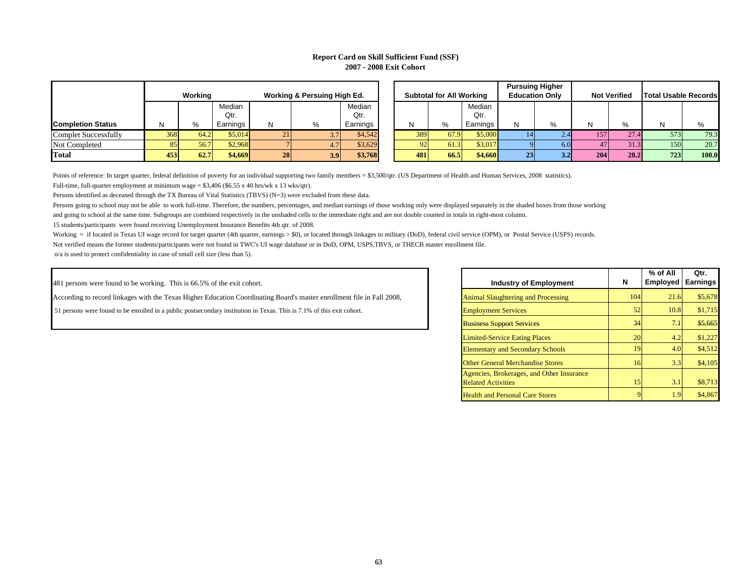## Report Card on Skill Sufficient Fund (SSF)
## 2007 - 2008 Exit Cohort

| | Working | | | Working & Persuing High Ed. | | | Subtotal for All Working | | | Pursuing Higher Education Only | | Not Verified | | Total Usable Records | |
|---|---|---|---|---|---|---|---|---|---|---|---|---|---|---|---|
| **Completion Status** | N | % | Median Qtr. Earnings | N | % | Median Qtr. Earnings | N | % | Median Qtr. Earnings | N | % | N | % | N | % |
| Complet Successfully | 368 | 64.2 | $5,014 | 21 | 3.7 | $4,542 | 389 | 67.9 | $5,000 | 14 | 2.4 | 157 | 27.4 | 573 | 79.3 |
| Not Completed | 85 | 56.7 | $2,968 | 7 | 4.7 | $3,629 | 92 | 61.3 | $3,017 | 9 | 6.0 | 47 | 31.3 | 150 | 20.7 |
| **Total** | **453** | **62.7** | **$4,669** | **28** | **3.9** | **$3,768** | **481** | **66.5** | **$4,660** | **23** | **3.2** | **204** | **28.2** | **723** | **100.0** |

Points of reference: In target quarter, federal definition of poverty for an individual supporting two family members = $3,500/qtr. (US Department of Health and Human Services, 2008 statistics).

Full-time, full-quarter employment at minimum wage = $3,406 ($6.55 x 40 hrs/wk x 13 wks/qtr).

Persons identified as deceased through the TX Bureau of Vital Statistics (TBVS) (N=3) were excluded from these data.

Persons going to school may not be able to work full-time. Therefore, the numbers, percentages, and median earnings of those working only were displayed separately in the shaded boxes from those working and going to school at the same time. Subgroups are combined respectively in the unshaded cells to the immediate right and are not double counted in totals in right-most column.

15 students/participants were found receiving Unemployment Insurance Benefits 4th qtr. of 2008.

Working = if located in Texas UI wage record for target quarter (4th quarter, earnings > $0), or located through linkages to military (DoD), federal civil service (OPM), or Postal Service (USPS) records.

Not verified means the former students/participants were not found in TWC's UI wage database or in DoD, OPM, USPS,TBVS, or THECB master enrollment file.

n/a is used to protect confidentiality in case of small cell size (less than 5).

481 persons were found to be working. This is 66.5% of the exit cohort.

According to record linkages with the Texas Higher Education Coordinating Board's master enrollment file in Fall 2008,

51 persons were found to be enrolled in a public postsecondary institution in Texas. This is 7.1% of this exit cohort.

| Industry of Employment | N | % of All Employed | Qtr. Earnings |
|---|---|---|---|
| Animal Slaughtering and Processing | 104 | 21.6 | $5,678 |
| Employment Services | 52 | 10.8 | $1,715 |
| Business Support Services | 34 | 7.1 | $5,665 |
| Limited-Service Eating Places | 20 | 4.2 | $1,227 |
| Elementary and Secondary Schools | 19 | 4.0 | $4,512 |
| Other General Merchandise Stores | 16 | 3.3 | $4,105 |
| Agencies, Brokerages, and Other Insurance Related Activities | 15 | 3.1 | $8,713 |
| Health and Personal Care Stores | 9 | 1.9 | $4,867 |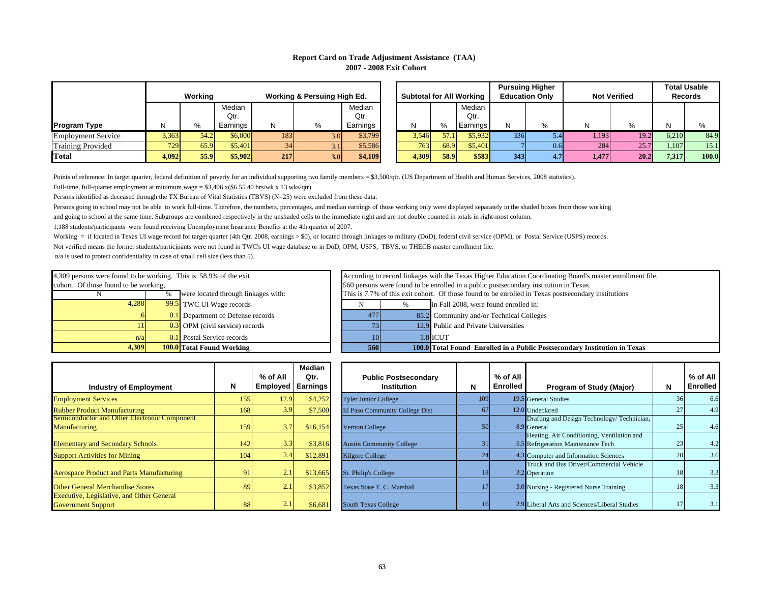**Report Card on Trade Adjustment Assistance (TAA)**
**2007 - 2008 Exit Cohort**

| | Working | | | Working & Persuing High Ed. | | | Subtotal for All Working | | | Pursuing Higher Education Only | | Not Verified | | Total Usable Records | |
|---|---|---|---|---|---|---|---|---|---|---|---|---|---|---|---|
| **Program Type** | N | % | Median Qtr. Earnings | N | % | Median Qtr. Earnings | N | % | Median Qtr. Earnings | N | % | N | % | N | % |
| Employment Service | 3,363 | 54.2 | $6,000 | 183 | 3.0 | $3,799 | 3,546 | 57.1 | $5,932 | 336 | 5.4 | 1,193 | 19.2 | 6,210 | 84.9 |
| Training Provided | 729 | 65.9 | $5,401 | 34 | 3.1 | $5,586 | 763 | 68.9 | $5,401 | 7 | 0.6 | 284 | 25.7 | 1,107 | 15.1 |
| **Total** | **4,092** | **55.9** | **$5,902** | **217** | **3.0** | **$4,109** | **4,309** | **58.9** | **$583** | **343** | **4.7** | **1,477** | **20.2** | **7,317** | **100.0** |

Points of reference: In target quarter, federal definition of poverty for an individual supporting two family members = $3,500/qtr. (US Department of Health and Human Services, 2008 statistics).

Full-time, full-quarter employment at minimum wage = $3,406 x($6.55 40 hrs/wk x 13 wks/qtr).

Persons identified as deceased through the TX Bureau of Vital Statistics (TBVS) (N=25) were excluded from these data.

Persons going to school may not be able to work full-time. Therefore, the numbers, percentages, and median earnings of those working only were displayed separately in the shaded boxes from those working and going to school at the same time. Subgroups are combined respectively in the unshaded cells to the immediate right and are not double counted in totals in right-most column.

1,188 students/participants were found receiving Unemployment Insurance Benefits at the 4th quarter of 2007.

Working = if located in Texas UI wage record for target quarter (4th Qtr. 2008, earnings > $0), or located through linkages to military (DoD), federal civil service (OPM), or Postal Service (USPS) records.

Not verified means the former students/participants were not found in TWC's UI wage database or in DoD, OPM, USPS, TBVS, or THECB master enrollment file.

n/a is used to protect confidentiality in case of small cell size (less than 5).

4,309 persons were found to be working. This is 58.9% of the exit cohort. Of those found to be working,

| N | % | were located through linkages with: |
|---|---|---|
| 4,288 | 99.5 | TWC UI Wage records |
| 6 | 0.1 | Department of Defense records |
| 11 | 0.3 | OPM (civil service) records |
| n/a | 0.1 | Postal Service records |
| **4,309** | **100.0** | **Total Found Working** |

According to record linkages with the Texas Higher Education Coordinating Board's master enrollment file, 560 persons were found to be enrolled in a public postsecondary institution in Texas. This is 7.7% of this exit cohort. Of those found to be enrolled in Texas postsecondary institutions

| N | % | in Fall 2008, were found enrolled in: |
|---|---|---|
| 477 | 85.2 | Community and/or Technical Colleges |
| 73 | 12.9 | Public and Private Universities |
| 10 | 1.8 | ICUT |
| **560** | **100.0** | **Total Found Enrolled in a Public Postsecondary Institution in Texas** |

| Industry of Employment | N | % of All Employed | Median Qtr. Earnings |
|---|---|---|---|
| Employment Services | 155 | 12.9 | $4,252 |
| Rubber Product Manufacturing | 168 | 3.9 | $7,500 |
| Semiconductor and Other Electronic Component Manufacturing | 159 | 3.7 | $16,154 |
| Elementary and Secondary Schools | 142 | 3.3 | $3,816 |
| Support Activities for Mining | 104 | 2.4 | $12,891 |
| Aerospace Product and Parts Manufacturing | 91 | 2.1 | $13,665 |
| Other General Merchandise Stores | 89 | 2.1 | $3,852 |
| Executive, Legislative, and Other General Government Support | 88 | 2.1 | $6,681 |

| Public Postsecondary Institution | N | % of All Enrolled |
|---|---|---|
| Tyler Junior College | 109 | 19.5 |
| El Paso Community College Dist | 67 | 12.0 |
| Vernon College | 50 | 8.9 |
| Austin Community College | 31 | 5.5 |
| Kilgore College | 24 | 4.3 |
| St. Philip's College | 18 | 3.2 |
| Texas State T. C. Marshall | 17 | 3.0 |
| South Texas College | 16 | 2.9 |

| Program of Study (Major) | N | % of All Enrolled |
|---|---|---|
| General Studies | 36 | 6.6 |
| Undeclared | 27 | 4.9 |
| Drafting and Design Technology/ Technician, General | 25 | 4.6 |
| Heating, Air Conditioning, Ventilation and Refrigeration Maintenance Tech | 23 | 4.2 |
| Computer and Information Sciences | 20 | 3.6 |
| Truck and Bus Driver/Commercial Vehicle Operation | 18 | 3.3 |
| Nursing - Registered Nurse Training | 18 | 3.3 |
| Liberal Arts and Sciences/Liberal Studies | 17 | 3.1 |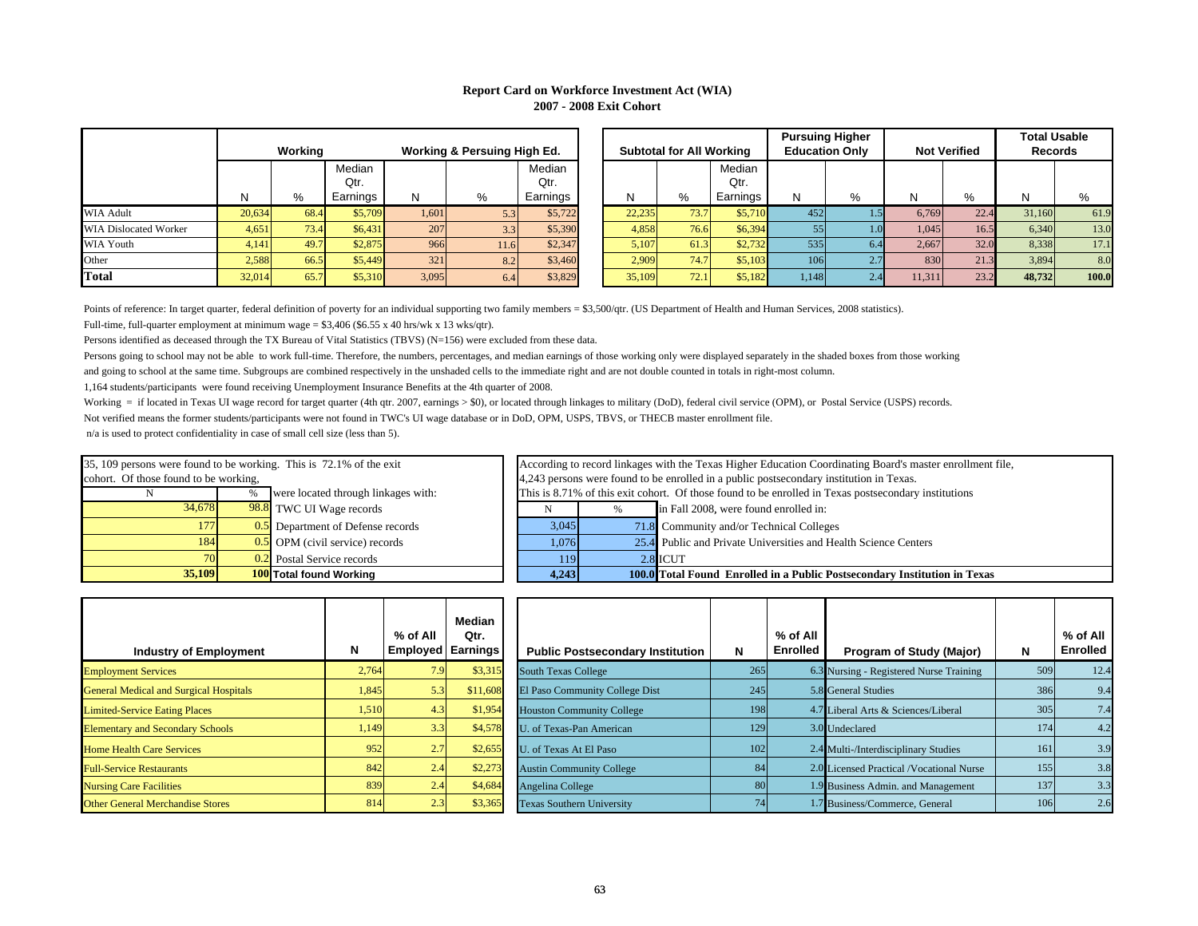## Report Card on Workforce Investment Act (WIA)
## 2007 - 2008 Exit Cohort

| | Working | | | Working & Persuing High Ed. | | | Subtotal for All Working | | | Pursuing Higher Education Only | | Not Verified | | Total Usable Records | |
|---|---|---|---|---|---|---|---|---|---|---|---|---|---|---|---|
| | N | % | Median Qtr. Earnings | N | % | Median Qtr. Earnings | N | % | Median Qtr. Earnings | N | % | N | % | N | % |
| WIA Adult | 20,634 | 68.4 | $5,709 | 1,601 | 5.3 | $5,722 | 22,235 | 73.7 | $5,710 | 452 | 1.5 | 6,769 | 22.4 | 31,160 | 61.9 |
| WIA Dislocated Worker | 4,651 | 73.4 | $6,431 | 207 | 3.3 | $5,390 | 4,858 | 76.6 | $6,394 | 55 | 1.0 | 1,045 | 16.5 | 6,340 | 13.0 |
| WIA Youth | 4,141 | 49.7 | $2,875 | 966 | 11.6 | $2,347 | 5,107 | 61.3 | $2,732 | 535 | 6.4 | 2,667 | 32.0 | 8,338 | 17.1 |
| Other | 2,588 | 66.5 | $5,449 | 321 | 8.2 | $3,460 | 2,909 | 74.7 | $5,103 | 106 | 2.7 | 830 | 21.3 | 3,894 | 8.0 |
| **Total** | 32,014 | 65.7 | $5,310 | 3,095 | 6.4 | $3,829 | 35,109 | 72.1 | $5,182 | 1,148 | 2.4 | 11,311 | 23.2 | **48,732** | **100.0** |

Points of reference: In target quarter, federal definition of poverty for an individual supporting two family members = $3,500/qtr. (US Department of Health and Human Services, 2008 statistics).

Full-time, full-quarter employment at minimum wage = $3,406 ($6.55 x 40 hrs/wk x 13 wks/qtr).

Persons identified as deceased through the TX Bureau of Vital Statistics (TBVS) (N=156) were excluded from these data.

Persons going to school may not be able to work full-time. Therefore, the numbers, percentages, and median earnings of those working only were displayed separately in the shaded boxes from those working and going to school at the same time. Subgroups are combined respectively in the unshaded cells to the immediate right and are not double counted in totals in right-most column.

1,164 students/participants were found receiving Unemployment Insurance Benefits at the 4th quarter of 2008.

Working = if located in Texas UI wage record for target quarter (4th qtr. 2007, earnings > $0), or located through linkages to military (DoD), federal civil service (OPM), or Postal Service (USPS) records.

Not verified means the former students/participants were not found in TWC's UI wage database or in DoD, OPM, USPS, TBVS, or THECB master enrollment file.

n/a is used to protect confidentiality in case of small cell size (less than 5).

35, 109 persons were found to be working. This is 72.1% of the exit cohort. Of those found to be working,

| N | % | were located through linkages with: |
|---|---|---|
| 34,678 | 98.8 | TWC UI Wage records |
| 177 | 0.5 | Department of Defense records |
| 184 | 0.5 | OPM (civil service) records |
| 70 | 0.2 | Postal Service records |
| **35,109** | **100** | **Total found Working** |

According to record linkages with the Texas Higher Education Coordinating Board's master enrollment file, 4,243 persons were found to be enrolled in a public postsecondary institution in Texas. This is 8.71% of this exit cohort. Of those found to be enrolled in Texas postsecondary institutions

| N | % | in Fall 2008, were found enrolled in: |
|---|---|---|
| 3,045 | 71.8 | Community and/or Technical Colleges |
| 1,076 | 25.4 | Public and Private Universities and Health Science Centers |
| 119 | 2.8 | ICUT |
| **4,243** | **100.0** | **Total Found Enrolled in a Public Postsecondary Institution in Texas** |

| Industry of Employment | N | % of All Employed | Median Qtr. Earnings |
|---|---|---|---|
| Employment Services | 2,764 | 7.9 | $3,315 |
| General Medical and Surgical Hospitals | 1,845 | 5.3 | $11,608 |
| Limited-Service Eating Places | 1,510 | 4.3 | $1,954 |
| Elementary and Secondary Schools | 1,149 | 3.3 | $4,578 |
| Home Health Care Services | 952 | 2.7 | $2,655 |
| Full-Service Restaurants | 842 | 2.4 | $2,273 |
| Nursing Care Facilities | 839 | 2.4 | $4,684 |
| Other General Merchandise Stores | 814 | 2.3 | $3,365 |

| Public Postsecondary Institution | N | % of All Enrolled | Program of Study (Major) | N | % of All Enrolled |
|---|---|---|---|---|---|
| South Texas College | 265 | 6.3 | Nursing - Registered Nurse Training | 509 | 12.4 |
| El Paso Community College Dist | 245 | 5.8 | General Studies | 386 | 9.4 |
| Houston Community College | 198 | 4.7 | Liberal Arts & Sciences/Liberal | 305 | 7.4 |
| U. of Texas-Pan American | 129 | 3.0 | Undeclared | 174 | 4.2 |
| U. of Texas At El Paso | 102 | 2.4 | Multi-/Interdisciplinary Studies | 161 | 3.9 |
| Austin Community College | 84 | 2.0 | Licensed Practical /Vocational Nurse | 155 | 3.8 |
| Angelina College | 80 | 1.9 | Business Admin. and Management | 137 | 3.3 |
| Texas Southern University | 74 | 1.7 | Business/Commerce, General | 106 | 2.6 |